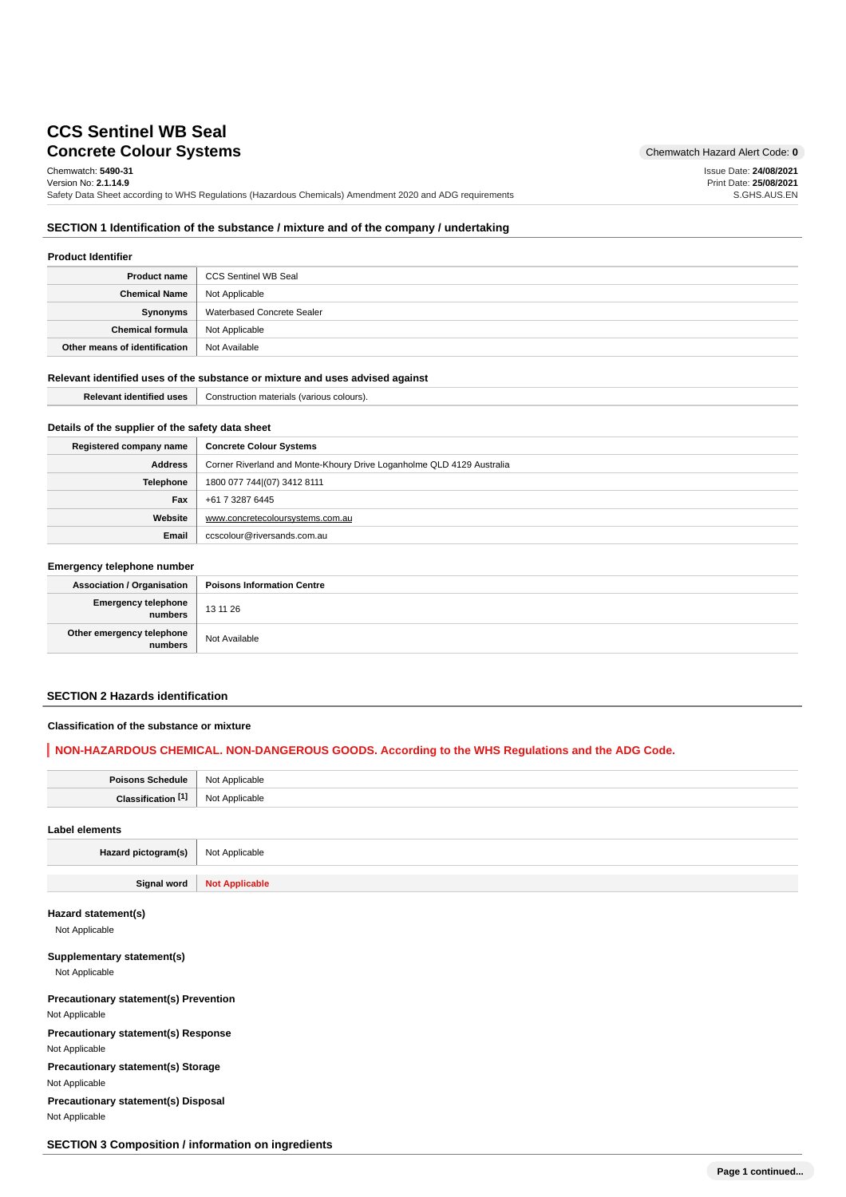# CCS Sentinel WB Seal
## Concrete Colour Systems

Chemwatch Hazard Alert Code: **0**

Chemwatch: **5490-31**
Version No: **2.1.14.9**
Safety Data Sheet according to WHS Regulations (Hazardous Chemicals) Amendment 2020 and ADG requirements

Issue Date: **24/08/2021**
Print Date: **25/08/2021**
S.GHS.AUS.EN

## SECTION 1 Identification of the substance / mixture and of the company / undertaking

### Product Identifier

| | |
|---|---|
| **Product name** | CCS Sentinel WB Seal |
| **Chemical Name** | Not Applicable |
| **Synonyms** | Waterbased Concrete Sealer |
| **Chemical formula** | Not Applicable |
| **Other means of identification** | Not Available |

### Relevant identified uses of the substance or mixture and uses advised against

| | |
|---|---|
| **Relevant identified uses** | Construction materials (various colours). |

### Details of the supplier of the safety data sheet

| | |
|---|---|
| **Registered company name** | **Concrete Colour Systems** |
| **Address** | Corner Riverland and Monte-Khoury Drive Loganholme QLD 4129 Australia |
| **Telephone** | 1800 077 744\|(07) 3412 8111 |
| **Fax** | +61 7 3287 6445 |
| **Website** | www.concretecoloursystems.com.au |
| **Email** | ccscolour@riversands.com.au |

### Emergency telephone number

| | |
|---|---|
| **Association / Organisation** | **Poisons Information Centre** |
| **Emergency telephone numbers** | 13 11 26 |
| **Other emergency telephone numbers** | Not Available |

## SECTION 2 Hazards identification

### Classification of the substance or mixture

**NON-HAZARDOUS CHEMICAL. NON-DANGEROUS GOODS. According to the WHS Regulations and the ADG Code.**

| | |
|---|---|
| **Poisons Schedule** | Not Applicable |
| **Classification [1]** | Not Applicable |

### Label elements

| | |
|---|---|
| **Hazard pictogram(s)** | Not Applicable |
| **Signal word** | **Not Applicable** |

### Hazard statement(s)

Not Applicable

### Supplementary statement(s)

Not Applicable

### Precautionary statement(s) Prevention

Not Applicable

### Precautionary statement(s) Response

Not Applicable

### Precautionary statement(s) Storage

Not Applicable

### Precautionary statement(s) Disposal

Not Applicable

## SECTION 3 Composition / information on ingredients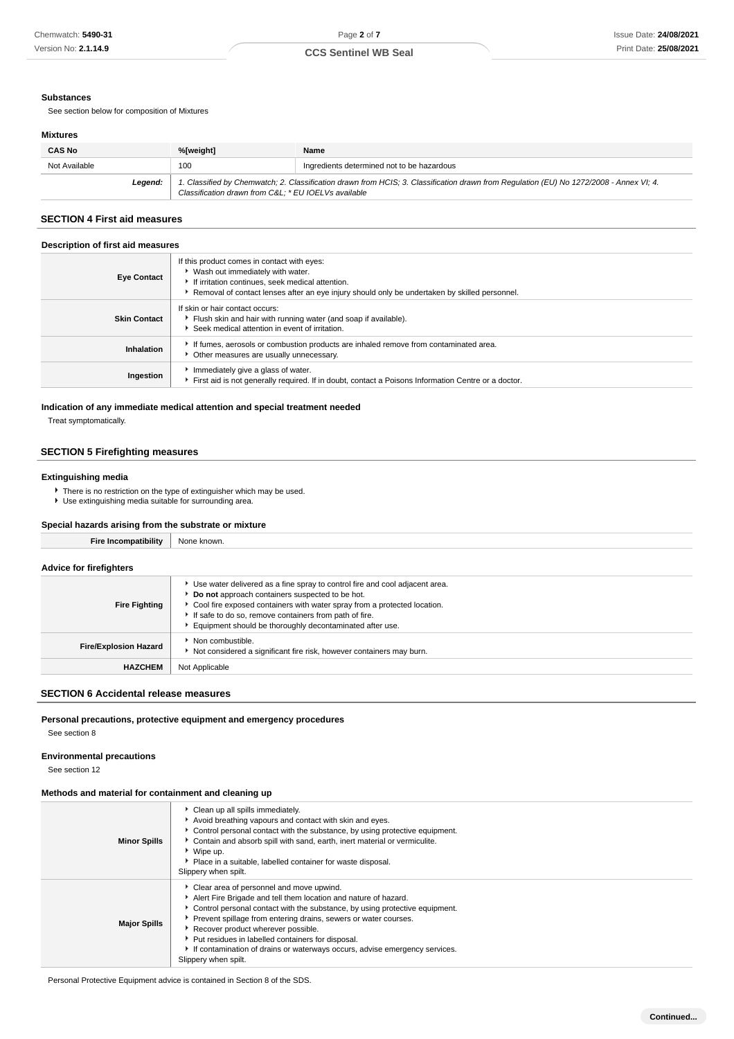### Substances

See section below for composition of Mixtures

### Mixtures

| CAS No | %[weight] | Name |
|---|---|---|
| Not Available | 100 | Ingredients determined not to be hazardous |
| *Legend:* | *1. Classified by Chemwatch; 2. Classification drawn from HCIS; 3. Classification drawn from Regulation (EU) No 1272/2008 - Annex VI; 4. Classification drawn from C&L; * EU IOELVs available* | |

## SECTION 4 First aid measures

### Description of first aid measures

| | |
|---|---|
| **Eye Contact** | If this product comes in contact with eyes:<br>▸ Wash out immediately with water.<br>▸ If irritation continues, seek medical attention.<br>▸ Removal of contact lenses after an eye injury should only be undertaken by skilled personnel. |
| **Skin Contact** | If skin or hair contact occurs:<br>▸ Flush skin and hair with running water (and soap if available).<br>▸ Seek medical attention in event of irritation. |
| **Inhalation** | ▸ If fumes, aerosols or combustion products are inhaled remove from contaminated area.<br>▸ Other measures are usually unnecessary. |
| **Ingestion** | ▸ Immediately give a glass of water.<br>▸ First aid is not generally required. If in doubt, contact a Poisons Information Centre or a doctor. |

### Indication of any immediate medical attention and special treatment needed

Treat symptomatically.

## SECTION 5 Firefighting measures

### Extinguishing media

- There is no restriction on the type of extinguisher which may be used.
- Use extinguishing media suitable for surrounding area.

### Special hazards arising from the substrate or mixture

| | |
|---|---|
| **Fire Incompatibility** | None known. |

### Advice for firefighters

| | |
|---|---|
| **Fire Fighting** | ▸ Use water delivered as a fine spray to control fire and cool adjacent area.<br>▸ **Do not** approach containers suspected to be hot.<br>▸ Cool fire exposed containers with water spray from a protected location.<br>▸ If safe to do so, remove containers from path of fire.<br>▸ Equipment should be thoroughly decontaminated after use. |
| **Fire/Explosion Hazard** | ▸ Non combustible.<br>▸ Not considered a significant fire risk, however containers may burn. |
| **HAZCHEM** | Not Applicable |

## SECTION 6 Accidental release measures

### Personal precautions, protective equipment and emergency procedures

See section 8

### Environmental precautions

See section 12

### Methods and material for containment and cleaning up

| | |
|---|---|
| **Minor Spills** | ▸ Clean up all spills immediately.<br>▸ Avoid breathing vapours and contact with skin and eyes.<br>▸ Control personal contact with the substance, by using protective equipment.<br>▸ Contain and absorb spill with sand, earth, inert material or vermiculite.<br>▸ Wipe up.<br>▸ Place in a suitable, labelled container for waste disposal.<br>Slippery when spilt. |
| **Major Spills** | ▸ Clear area of personnel and move upwind.<br>▸ Alert Fire Brigade and tell them location and nature of hazard.<br>▸ Control personal contact with the substance, by using protective equipment.<br>▸ Prevent spillage from entering drains, sewers or water courses.<br>▸ Recover product wherever possible.<br>▸ Put residues in labelled containers for disposal.<br>▸ If contamination of drains or waterways occurs, advise emergency services.<br>Slippery when spilt. |

Personal Protective Equipment advice is contained in Section 8 of the SDS.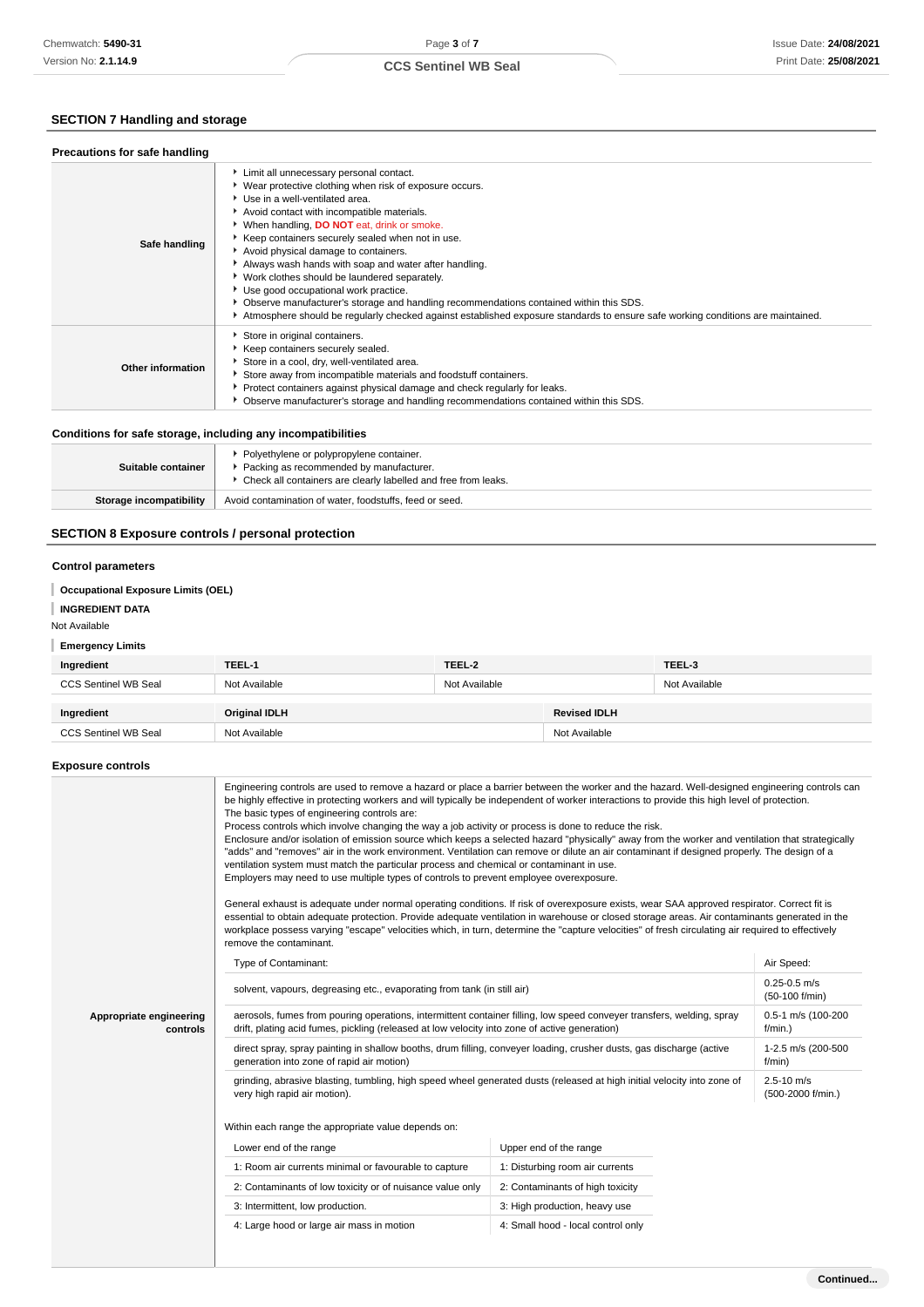## SECTION 7 Handling and storage

### Precautions for safe handling

| | |
|---|---|
| **Safe handling** | - Limit all unnecessary personal contact.<br>- Wear protective clothing when risk of exposure occurs.<br>- Use in a well-ventilated area.<br>- Avoid contact with incompatible materials.<br>- When handling, **DO NOT** eat, drink or smoke.<br>- Keep containers securely sealed when not in use.<br>- Avoid physical damage to containers.<br>- Always wash hands with soap and water after handling.<br>- Work clothes should be laundered separately.<br>- Use good occupational work practice.<br>- Observe manufacturer's storage and handling recommendations contained within this SDS.<br>- Atmosphere should be regularly checked against established exposure standards to ensure safe working conditions are maintained. |
| **Other information** | - Store in original containers.<br>- Keep containers securely sealed.<br>- Store in a cool, dry, well-ventilated area.<br>- Store away from incompatible materials and foodstuff containers.<br>- Protect containers against physical damage and check regularly for leaks.<br>- Observe manufacturer's storage and handling recommendations contained within this SDS. |

### Conditions for safe storage, including any incompatibilities

| | |
|---|---|
| **Suitable container** | - Polyethylene or polypropylene container.<br>- Packing as recommended by manufacturer.<br>- Check all containers are clearly labelled and free from leaks. |
| **Storage incompatibility** | Avoid contamination of water, foodstuffs, feed or seed. |

## SECTION 8 Exposure controls / personal protection

### Control parameters

**Occupational Exposure Limits (OEL)**

**INGREDIENT DATA**

Not Available

**Emergency Limits**

| Ingredient | TEEL-1 | TEEL-2 | TEEL-3 |
|---|---|---|---|
| CCS Sentinel WB Seal | Not Available | Not Available | Not Available |

| Ingredient | Original IDLH | Revised IDLH |
|---|---|---|
| CCS Sentinel WB Seal | Not Available | Not Available |

### Exposure controls

**Appropriate engineering controls**

Engineering controls are used to remove a hazard or place a barrier between the worker and the hazard. Well-designed engineering controls can be highly effective in protecting workers and will typically be independent of worker interactions to provide this high level of protection.
The basic types of engineering controls are:
Process controls which involve changing the way a job activity or process is done to reduce the risk.
Enclosure and/or isolation of emission source which keeps a selected hazard "physically" away from the worker and ventilation that strategically "adds" and "removes" air in the work environment. Ventilation can remove or dilute an air contaminant if designed properly. The design of a ventilation system must match the particular process and chemical or contaminant in use.
Employers may need to use multiple types of controls to prevent employee overexposure.

General exhaust is adequate under normal operating conditions. If risk of overexposure exists, wear SAA approved respirator. Correct fit is essential to obtain adequate protection. Provide adequate ventilation in warehouse or closed storage areas. Air contaminants generated in the workplace possess varying "escape" velocities which, in turn, determine the "capture velocities" of fresh circulating air required to effectively remove the contaminant.

| Type of Contaminant: | Air Speed: |
|---|---|
| solvent, vapours, degreasing etc., evaporating from tank (in still air) | 0.25-0.5 m/s (50-100 f/min) |
| aerosols, fumes from pouring operations, intermittent container filling, low speed conveyer transfers, welding, spray drift, plating acid fumes, pickling (released at low velocity into zone of active generation) | 0.5-1 m/s (100-200 f/min.) |
| direct spray, spray painting in shallow booths, drum filling, conveyer loading, crusher dusts, gas discharge (active generation into zone of rapid air motion) | 1-2.5 m/s (200-500 f/min) |
| grinding, abrasive blasting, tumbling, high speed wheel generated dusts (released at high initial velocity into zone of very high rapid air motion). | 2.5-10 m/s (500-2000 f/min.) |

Within each range the appropriate value depends on:

| Lower end of the range | Upper end of the range |
|---|---|
| 1: Room air currents minimal or favourable to capture | 1: Disturbing room air currents |
| 2: Contaminants of low toxicity or of nuisance value only | 2: Contaminants of high toxicity |
| 3: Intermittent, low production. | 3: High production, heavy use |
| 4: Large hood or large air mass in motion | 4: Small hood - local control only |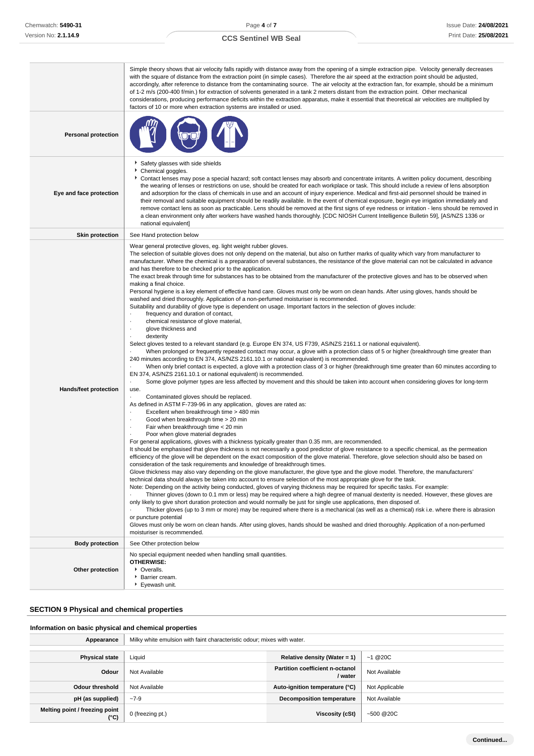| | |
|---|---|
| | Simple theory shows that air velocity falls rapidly with distance away from the opening of a simple extraction pipe. Velocity generally decreases with the square of distance from the extraction point (in simple cases). Therefore the air speed at the extraction point should be adjusted, accordingly, after reference to distance from the contaminating source. The air velocity at the extraction fan, for example, should be a minimum of 1-2 m/s (200-400 f/min.) for extraction of solvents generated in a tank 2 meters distant from the extraction point. Other mechanical considerations, producing performance deficits within the extraction apparatus, make it essential that theoretical air velocities are multiplied by factors of 10 or more when extraction systems are installed or used. |
| **Personal protection** | |
| **Eye and face protection** | ▸ Safety glasses with side shields<br>▸ Chemical goggles.<br>▸ Contact lenses may pose a special hazard; soft contact lenses may absorb and concentrate irritants. A written policy document, describing the wearing of lenses or restrictions on use, should be created for each workplace or task. This should include a review of lens absorption and adsorption for the class of chemicals in use and an account of injury experience. Medical and first-aid personnel should be trained in their removal and suitable equipment should be readily available. In the event of chemical exposure, begin eye irrigation immediately and remove contact lens as soon as practicable. Lens should be removed at the first signs of eye redness or irritation - lens should be removed in a clean environment only after workers have washed hands thoroughly. [CDC NIOSH Current Intelligence Bulletin 59], [AS/NZS 1336 or national equivalent] |
| **Skin protection** | See Hand protection below |
| **Hands/feet protection** | Wear general protective gloves, eg. light weight rubber gloves.<br>The selection of suitable gloves does not only depend on the material, but also on further marks of quality which vary from manufacturer to manufacturer. Where the chemical is a preparation of several substances, the resistance of the glove material can not be calculated in advance and has therefore to be checked prior to the application.<br>The exact break through time for substances has to be obtained from the manufacturer of the protective gloves and has to be observed when making a final choice.<br>Personal hygiene is a key element of effective hand care. Gloves must only be worn on clean hands. After using gloves, hands should be washed and dried thoroughly. Application of a non-perfumed moisturiser is recommended.<br>Suitability and durability of glove type is dependent on usage. Important factors in the selection of gloves include:<br>· frequency and duration of contact,<br>· chemical resistance of glove material,<br>· glove thickness and<br>· dexterity<br>Select gloves tested to a relevant standard (e.g. Europe EN 374, US F739, AS/NZS 2161.1 or national equivalent).<br>· When prolonged or frequently repeated contact may occur, a glove with a protection class of 5 or higher (breakthrough time greater than 240 minutes according to EN 374, AS/NZS 2161.10.1 or national equivalent) is recommended.<br>· When only brief contact is expected, a glove with a protection class of 3 or higher (breakthrough time greater than 60 minutes according to EN 374, AS/NZS 2161.10.1 or national equivalent) is recommended.<br>· Some glove polymer types are less affected by movement and this should be taken into account when considering gloves for long-term use.<br>· Contaminated gloves should be replaced.<br>As defined in ASTM F-739-96 in any application, gloves are rated as:<br>· Excellent when breakthrough time > 480 min<br>· Good when breakthrough time > 20 min<br>· Fair when breakthrough time < 20 min<br>· Poor when glove material degrades<br>For general applications, gloves with a thickness typically greater than 0.35 mm, are recommended.<br>It should be emphasised that glove thickness is not necessarily a good predictor of glove resistance to a specific chemical, as the permeation efficiency of the glove will be dependent on the exact composition of the glove material. Therefore, glove selection should also be based on consideration of the task requirements and knowledge of breakthrough times.<br>Glove thickness may also vary depending on the glove manufacturer, the glove type and the glove model. Therefore, the manufacturers' technical data should always be taken into account to ensure selection of the most appropriate glove for the task.<br>Note: Depending on the activity being conducted, gloves of varying thickness may be required for specific tasks. For example:<br>· Thinner gloves (down to 0.1 mm or less) may be required where a high degree of manual dexterity is needed. However, these gloves are only likely to give short duration protection and would normally be just for single use applications, then disposed of.<br>· Thicker gloves (up to 3 mm or more) may be required where there is a mechanical (as well as a chemical) risk i.e. where there is abrasion or puncture potential<br>Gloves must only be worn on clean hands. After using gloves, hands should be washed and dried thoroughly. Application of a non-perfumed moisturiser is recommended. |
| **Body protection** | See Other protection below |
| **Other protection** | No special equipment needed when handling small quantities.<br>**OTHERWISE:**<br>▸ Overalls.<br>▸ Barrier cream.<br>▸ Eyewash unit. |

## SECTION 9 Physical and chemical properties

### Information on basic physical and chemical properties

| | | | |
|---|---|---|---|
| **Appearance** | Milky white emulsion with faint characteristic odour; mixes with water. | | |
| **Physical state** | Liquid | **Relative density (Water = 1)** | ~1 @20C |
| **Odour** | Not Available | **Partition coefficient n-octanol / water** | Not Available |
| **Odour threshold** | Not Available | **Auto-ignition temperature (°C)** | Not Applicable |
| **pH (as supplied)** | ~7-9 | **Decomposition temperature** | Not Available |
| **Melting point / freezing point (°C)** | 0 (freezing pt.) | **Viscosity (cSt)** | ~500 @20C |

Continued...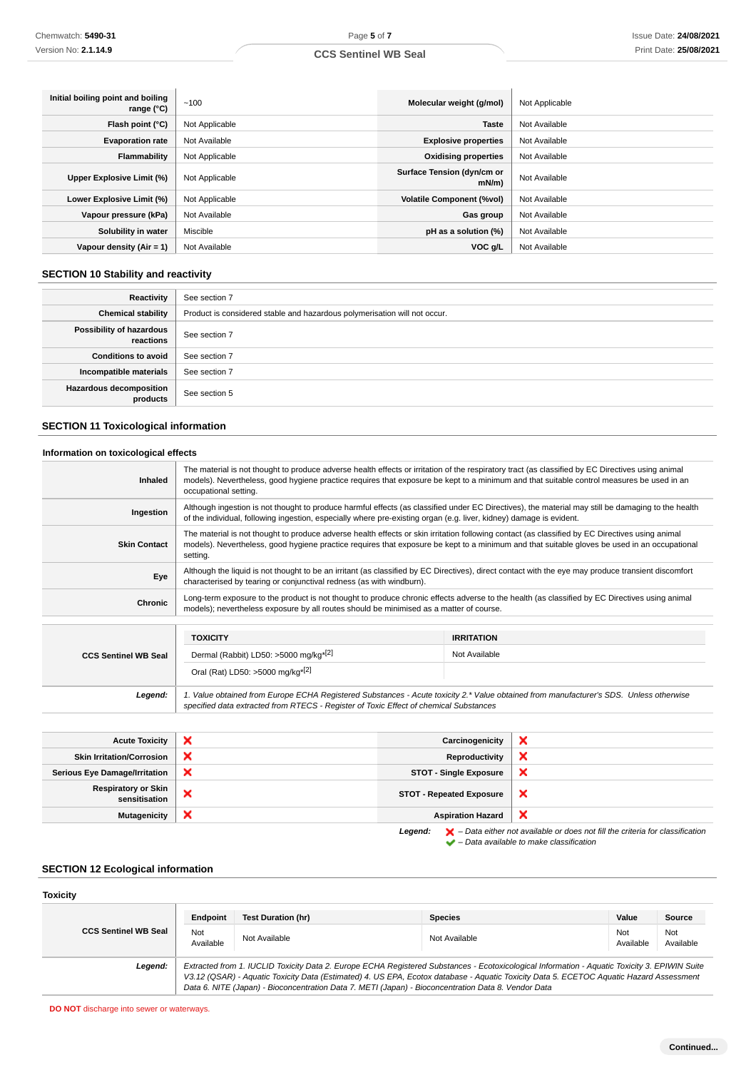| | | | |
|---|---|---|---|
| **Initial boiling point and boiling range (°C)** | ~100 | **Molecular weight (g/mol)** | Not Applicable |
| **Flash point (°C)** | Not Applicable | **Taste** | Not Available |
| **Evaporation rate** | Not Available | **Explosive properties** | Not Available |
| **Flammability** | Not Applicable | **Oxidising properties** | Not Available |
| **Upper Explosive Limit (%)** | Not Applicable | **Surface Tension (dyn/cm or mN/m)** | Not Available |
| **Lower Explosive Limit (%)** | Not Applicable | **Volatile Component (%vol)** | Not Available |
| **Vapour pressure (kPa)** | Not Available | **Gas group** | Not Available |
| **Solubility in water** | Miscible | **pH as a solution (%)** | Not Available |
| **Vapour density (Air = 1)** | Not Available | **VOC g/L** | Not Available |

## SECTION 10 Stability and reactivity

| | |
|---|---|
| **Reactivity** | See section 7 |
| **Chemical stability** | Product is considered stable and hazardous polymerisation will not occur. |
| **Possibility of hazardous reactions** | See section 7 |
| **Conditions to avoid** | See section 7 |
| **Incompatible materials** | See section 7 |
| **Hazardous decomposition products** | See section 5 |

## SECTION 11 Toxicological information

### Information on toxicological effects

| | |
|---|---|
| **Inhaled** | The material is not thought to produce adverse health effects or irritation of the respiratory tract (as classified by EC Directives using animal models). Nevertheless, good hygiene practice requires that exposure be kept to a minimum and that suitable control measures be used in an occupational setting. |
| **Ingestion** | Although ingestion is not thought to produce harmful effects (as classified under EC Directives), the material may still be damaging to the health of the individual, following ingestion, especially where pre-existing organ (e.g. liver, kidney) damage is evident. |
| **Skin Contact** | The material is not thought to produce adverse health effects or skin irritation following contact (as classified by EC Directives using animal models). Nevertheless, good hygiene practice requires that exposure be kept to a minimum and that suitable gloves be used in an occupational setting. |
| **Eye** | Although the liquid is not thought to be an irritant (as classified by EC Directives), direct contact with the eye may produce transient discomfort characterised by tearing or conjunctival redness (as with windburn). |
| **Chronic** | Long-term exposure to the product is not thought to produce chronic effects adverse to the health (as classified by EC Directives using animal models); nevertheless exposure by all routes should be minimised as a matter of course. |

| | TOXICITY | IRRITATION |
|---|---|---|
| **CCS Sentinel WB Seal** | Dermal (Rabbit) LD50: >5000 mg/kg*[2] | Not Available |
| | Oral (Rat) LD50: >5000 mg/kg*[2] | |
| ***Legend:*** | *1. Value obtained from Europe ECHA Registered Substances - Acute toxicity 2.\* Value obtained from manufacturer's SDS. Unless otherwise specified data extracted from RTECS - Register of Toxic Effect of chemical Substances* | |

| | | | |
|---|---|---|---|
| **Acute Toxicity** | ❌ | **Carcinogenicity** | ❌ |
| **Skin Irritation/Corrosion** | ❌ | **Reproductivity** | ❌ |
| **Serious Eye Damage/Irritation** | ❌ | **STOT - Single Exposure** | ❌ |
| **Respiratory or Skin sensitisation** | ❌ | **STOT - Repeated Exposure** | ❌ |
| **Mutagenicity** | ❌ | **Aspiration Hazard** | ❌ |

***Legend:*** ❌ *– Data either not available or does not fill the criteria for classification*
✔ *– Data available to make classification*

## SECTION 12 Ecological information

### Toxicity

| | Endpoint | Test Duration (hr) | Species | Value | Source |
|---|---|---|---|---|---|
| **CCS Sentinel WB Seal** | Not Available | Not Available | Not Available | Not Available | Not Available |
| ***Legend:*** | *Extracted from 1. IUCLID Toxicity Data 2. Europe ECHA Registered Substances - Ecotoxicological Information - Aquatic Toxicity 3. EPIWIN Suite V3.12 (QSAR) - Aquatic Toxicity Data (Estimated) 4. US EPA, Ecotox database - Aquatic Toxicity Data 5. ECETOC Aquatic Hazard Assessment Data 6. NITE (Japan) - Bioconcentration Data 7. METI (Japan) - Bioconcentration Data 8. Vendor Data* | | | | |

**DO NOT** discharge into sewer or waterways.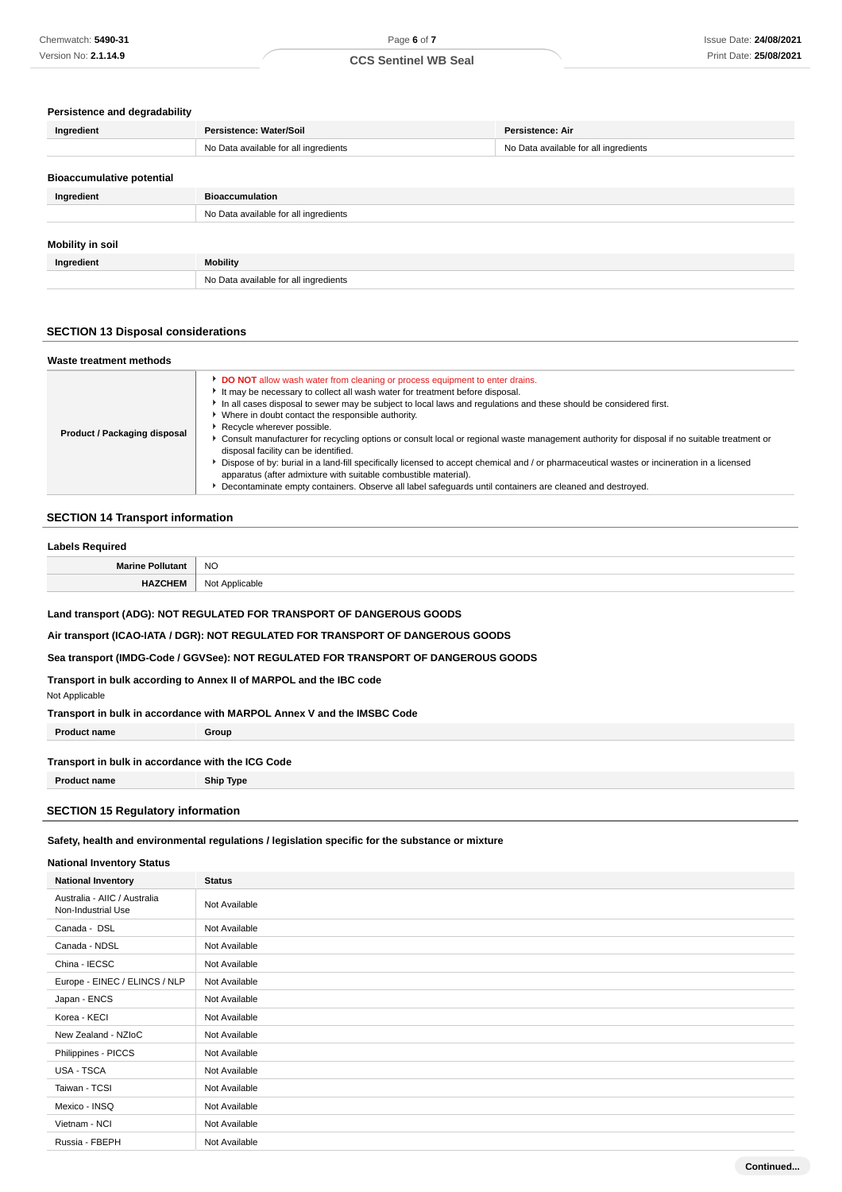### Persistence and degradability

| Ingredient | Persistence: Water/Soil | Persistence: Air |
|---|---|---|
| | No Data available for all ingredients | No Data available for all ingredients |

### Bioaccumulative potential

| Ingredient | Bioaccumulation |
|---|---|
| | No Data available for all ingredients |

### Mobility in soil

| Ingredient | Mobility |
|---|---|
| | No Data available for all ingredients |

## SECTION 13 Disposal considerations

### Waste treatment methods

| | |
|---|---|
| **Product / Packaging disposal** | ▸ **DO NOT** allow wash water from cleaning or process equipment to enter drains.<br>▸ It may be necessary to collect all wash water for treatment before disposal.<br>▸ In all cases disposal to sewer may be subject to local laws and regulations and these should be considered first.<br>▸ Where in doubt contact the responsible authority.<br>▸ Recycle wherever possible.<br>▸ Consult manufacturer for recycling options or consult local or regional waste management authority for disposal if no suitable treatment or disposal facility can be identified.<br>▸ Dispose of by: burial in a land-fill specifically licensed to accept chemical and / or pharmaceutical wastes or incineration in a licensed apparatus (after admixture with suitable combustible material).<br>▸ Decontaminate empty containers. Observe all label safeguards until containers are cleaned and destroyed. |

## SECTION 14 Transport information

### Labels Required

| | |
|---|---|
| **Marine Pollutant** | NO |
| **HAZCHEM** | Not Applicable |

**Land transport (ADG): NOT REGULATED FOR TRANSPORT OF DANGEROUS GOODS**

**Air transport (ICAO-IATA / DGR): NOT REGULATED FOR TRANSPORT OF DANGEROUS GOODS**

**Sea transport (IMDG-Code / GGVSee): NOT REGULATED FOR TRANSPORT OF DANGEROUS GOODS**

**Transport in bulk according to Annex II of MARPOL and the IBC code**

Not Applicable

**Transport in bulk in accordance with MARPOL Annex V and the IMSBC Code**

| Product name | Group |
|---|---|

**Transport in bulk in accordance with the ICG Code**

| Product name | Ship Type |
|---|---|

## SECTION 15 Regulatory information

**Safety, health and environmental regulations / legislation specific for the substance or mixture**

### National Inventory Status

| National Inventory | Status |
|---|---|
| Australia - AIIC / Australia Non-Industrial Use | Not Available |
| Canada - DSL | Not Available |
| Canada - NDSL | Not Available |
| China - IECSC | Not Available |
| Europe - EINEC / ELINCS / NLP | Not Available |
| Japan - ENCS | Not Available |
| Korea - KECI | Not Available |
| New Zealand - NZIoC | Not Available |
| Philippines - PICCS | Not Available |
| USA - TSCA | Not Available |
| Taiwan - TCSI | Not Available |
| Mexico - INSQ | Not Available |
| Vietnam - NCI | Not Available |
| Russia - FBEPH | Not Available |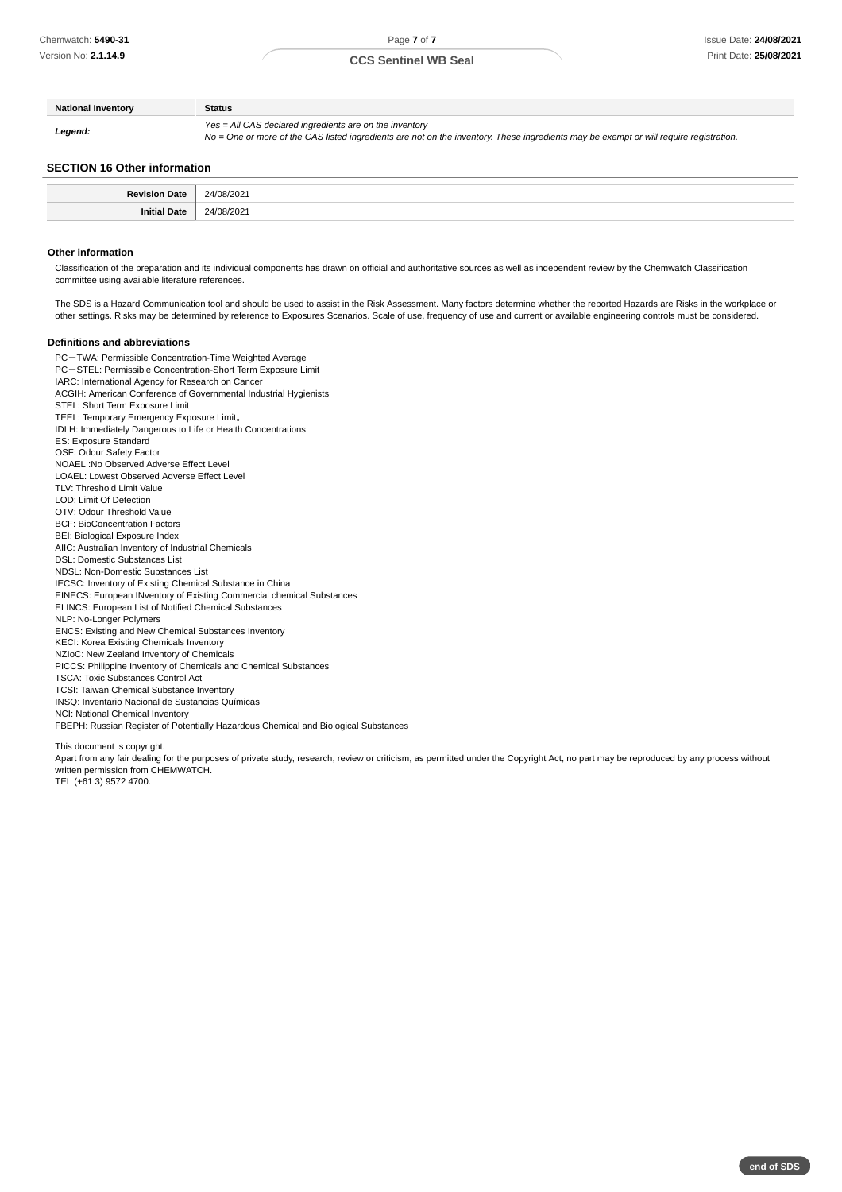| National Inventory | Status |
| --- | --- |
| **Legend:** | *Yes = All CAS declared ingredients are on the inventory*<br>*No = One or more of the CAS listed ingredients are not on the inventory. These ingredients may be exempt or will require registration.* |

## SECTION 16 Other information

| | |
| --- | --- |
| **Revision Date** | 24/08/2021 |
| **Initial Date** | 24/08/2021 |

### Other information

Classification of the preparation and its individual components has drawn on official and authoritative sources as well as independent review by the Chemwatch Classification committee using available literature references.

The SDS is a Hazard Communication tool and should be used to assist in the Risk Assessment. Many factors determine whether the reported Hazards are Risks in the workplace or other settings. Risks may be determined by reference to Exposures Scenarios. Scale of use, frequency of use and current or available engineering controls must be considered.

### Definitions and abbreviations

PC－TWA: Permissible Concentration-Time Weighted Average
PC－STEL: Permissible Concentration-Short Term Exposure Limit
IARC: International Agency for Research on Cancer
ACGIH: American Conference of Governmental Industrial Hygienists
STEL: Short Term Exposure Limit
TEEL: Temporary Emergency Exposure Limit。
IDLH: Immediately Dangerous to Life or Health Concentrations
ES: Exposure Standard
OSF: Odour Safety Factor
NOAEL :No Observed Adverse Effect Level
LOAEL: Lowest Observed Adverse Effect Level
TLV: Threshold Limit Value
LOD: Limit Of Detection
OTV: Odour Threshold Value
BCF: BioConcentration Factors
BEI: Biological Exposure Index
AIIC: Australian Inventory of Industrial Chemicals
DSL: Domestic Substances List
NDSL: Non-Domestic Substances List
IECSC: Inventory of Existing Chemical Substance in China
EINECS: European INventory of Existing Commercial chemical Substances
ELINCS: European List of Notified Chemical Substances
NLP: No-Longer Polymers
ENCS: Existing and New Chemical Substances Inventory
KECI: Korea Existing Chemicals Inventory
NZIoC: New Zealand Inventory of Chemicals
PICCS: Philippine Inventory of Chemicals and Chemical Substances
TSCA: Toxic Substances Control Act
TCSI: Taiwan Chemical Substance Inventory
INSQ: Inventario Nacional de Sustancias Químicas
NCI: National Chemical Inventory
FBEPH: Russian Register of Potentially Hazardous Chemical and Biological Substances

This document is copyright.
Apart from any fair dealing for the purposes of private study, research, review or criticism, as permitted under the Copyright Act, no part may be reproduced by any process without written permission from CHEMWATCH.
TEL (+61 3) 9572 4700.

**end of SDS**